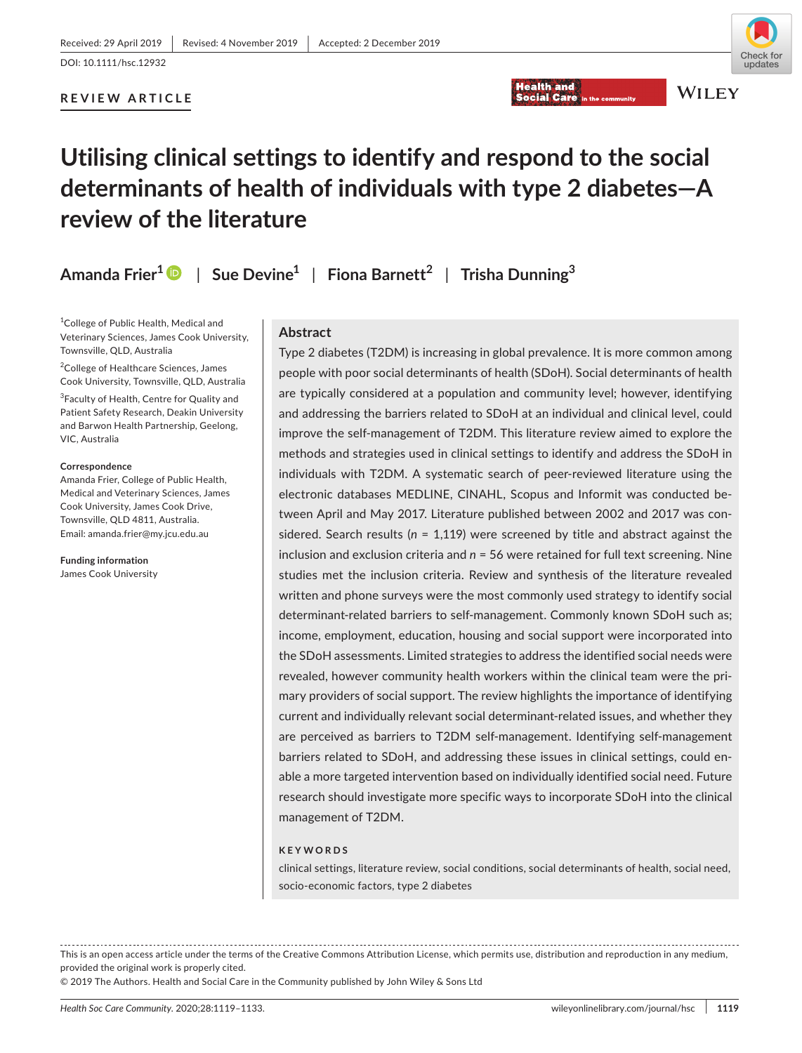Received: 29 April 2019 | Revised: 4 November 2019 | Accepted: 2 December 2019

DOI: 10.1111/hsc.12932

**REVIEW ARTICLE**

# Utilising clinical settings to identify and respond to the social determinants of health of individuals with type 2 diabetes—A review of the literature

**Amanda Frier**[1] | **Sue Devine**[1] | **Fiona Barnett**[2] | **Trisha Dunning**[3]

[1]College of Public Health, Medical and Veterinary Sciences, James Cook University, Townsville, QLD, Australia

[2]College of Healthcare Sciences, James Cook University, Townsville, QLD, Australia

[3]Faculty of Health, Centre for Quality and Patient Safety Research, Deakin University and Barwon Health Partnership, Geelong, VIC, Australia

**Correspondence**
Amanda Frier, College of Public Health, Medical and Veterinary Sciences, James Cook University, James Cook Drive, Townsville, QLD 4811, Australia.
Email: amanda.frier@my.jcu.edu.au

**Funding information**
James Cook University

## Abstract

Type 2 diabetes (T2DM) is increasing in global prevalence. It is more common among people with poor social determinants of health (SDoH). Social determinants of health are typically considered at a population and community level; however, identifying and addressing the barriers related to SDoH at an individual and clinical level, could improve the self-management of T2DM. This literature review aimed to explore the methods and strategies used in clinical settings to identify and address the SDoH in individuals with T2DM. A systematic search of peer-reviewed literature using the electronic databases MEDLINE, CINAHL, Scopus and Informit was conducted between April and May 2017. Literature published between 2002 and 2017 was considered. Search results (*n* = 1,119) were screened by title and abstract against the inclusion and exclusion criteria and *n* = 56 were retained for full text screening. Nine studies met the inclusion criteria. Review and synthesis of the literature revealed written and phone surveys were the most commonly used strategy to identify social determinant-related barriers to self-management. Commonly known SDoH such as; income, employment, education, housing and social support were incorporated into the SDoH assessments. Limited strategies to address the identified social needs were revealed, however community health workers within the clinical team were the primary providers of social support. The review highlights the importance of identifying current and individually relevant social determinant-related issues, and whether they are perceived as barriers to T2DM self-management. Identifying self-management barriers related to SDoH, and addressing these issues in clinical settings, could enable a more targeted intervention based on individually identified social need. Future research should investigate more specific ways to incorporate SDoH into the clinical management of T2DM.

**KEYWORDS**

clinical settings, literature review, social conditions, social determinants of health, social need, socio-economic factors, type 2 diabetes

This is an open access article under the terms of the Creative Commons Attribution License, which permits use, distribution and reproduction in any medium, provided the original work is properly cited.
© 2019 The Authors. Health and Social Care in the Community published by John Wiley & Sons Ltd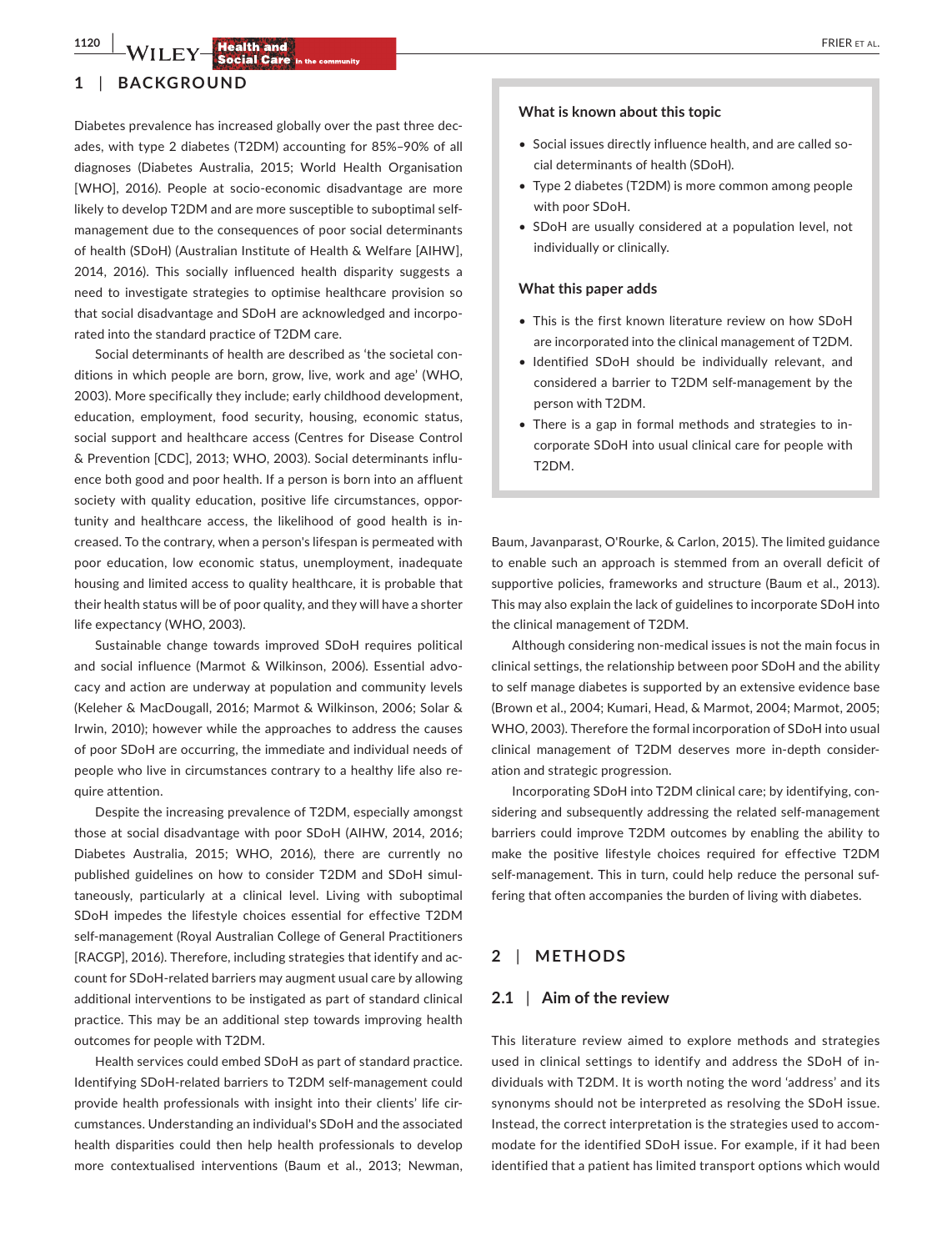## 1 | BACKGROUND

Diabetes prevalence has increased globally over the past three decades, with type 2 diabetes (T2DM) accounting for 85%–90% of all diagnoses (Diabetes Australia, 2015; World Health Organisation [WHO], 2016). People at socio-economic disadvantage are more likely to develop T2DM and are more susceptible to suboptimal self-management due to the consequences of poor social determinants of health (SDoH) (Australian Institute of Health & Welfare [AIHW], 2014, 2016). This socially influenced health disparity suggests a need to investigate strategies to optimise healthcare provision so that social disadvantage and SDoH are acknowledged and incorporated into the standard practice of T2DM care.

Social determinants of health are described as 'the societal conditions in which people are born, grow, live, work and age' (WHO, 2003). More specifically they include; early childhood development, education, employment, food security, housing, economic status, social support and healthcare access (Centres for Disease Control & Prevention [CDC], 2013; WHO, 2003). Social determinants influence both good and poor health. If a person is born into an affluent society with quality education, positive life circumstances, opportunity and healthcare access, the likelihood of good health is increased. To the contrary, when a person's lifespan is permeated with poor education, low economic status, unemployment, inadequate housing and limited access to quality healthcare, it is probable that their health status will be of poor quality, and they will have a shorter life expectancy (WHO, 2003).

Sustainable change towards improved SDoH requires political and social influence (Marmot & Wilkinson, 2006). Essential advocacy and action are underway at population and community levels (Keleher & MacDougall, 2016; Marmot & Wilkinson, 2006; Solar & Irwin, 2010); however while the approaches to address the causes of poor SDoH are occurring, the immediate and individual needs of people who live in circumstances contrary to a healthy life also require attention.

Despite the increasing prevalence of T2DM, especially amongst those at social disadvantage with poor SDoH (AIHW, 2014, 2016; Diabetes Australia, 2015; WHO, 2016), there are currently no published guidelines on how to consider T2DM and SDoH simultaneously, particularly at a clinical level. Living with suboptimal SDoH impedes the lifestyle choices essential for effective T2DM self-management (Royal Australian College of General Practitioners [RACGP], 2016). Therefore, including strategies that identify and account for SDoH-related barriers may augment usual care by allowing additional interventions to be instigated as part of standard clinical practice. This may be an additional step towards improving health outcomes for people with T2DM.

Health services could embed SDoH as part of standard practice. Identifying SDoH-related barriers to T2DM self-management could provide health professionals with insight into their clients' life circumstances. Understanding an individual's SDoH and the associated health disparities could then help health professionals to develop more contextualised interventions (Baum et al., 2013; Newman, Baum, Javanparast, O'Rourke, & Carlon, 2015). The limited guidance to enable such an approach is stemmed from an overall deficit of supportive policies, frameworks and structure (Baum et al., 2013). This may also explain the lack of guidelines to incorporate SDoH into the clinical management of T2DM.

Although considering non-medical issues is not the main focus in clinical settings, the relationship between poor SDoH and the ability to self manage diabetes is supported by an extensive evidence base (Brown et al., 2004; Kumari, Head, & Marmot, 2004; Marmot, 2005; WHO, 2003). Therefore the formal incorporation of SDoH into usual clinical management of T2DM deserves more in-depth consideration and strategic progression.

Incorporating SDoH into T2DM clinical care; by identifying, considering and subsequently addressing the related self-management barriers could improve T2DM outcomes by enabling the ability to make the positive lifestyle choices required for effective T2DM self-management. This in turn, could help reduce the personal suffering that often accompanies the burden of living with diabetes.

> **What is known about this topic**
>
> - Social issues directly influence health, and are called social determinants of health (SDoH).
> - Type 2 diabetes (T2DM) is more common among people with poor SDoH.
> - SDoH are usually considered at a population level, not individually or clinically.
>
> **What this paper adds**
>
> - This is the first known literature review on how SDoH are incorporated into the clinical management of T2DM.
> - Identified SDoH should be individually relevant, and considered a barrier to T2DM self-management by the person with T2DM.
> - There is a gap in formal methods and strategies to incorporate SDoH into usual clinical care for people with T2DM.

## 2 | METHODS

### 2.1 | Aim of the review

This literature review aimed to explore methods and strategies used in clinical settings to identify and address the SDoH of individuals with T2DM. It is worth noting the word 'address' and its synonyms should not be interpreted as resolving the SDoH issue. Instead, the correct interpretation is the strategies used to accommodate for the identified SDoH issue. For example, if it had been identified that a patient has limited transport options which would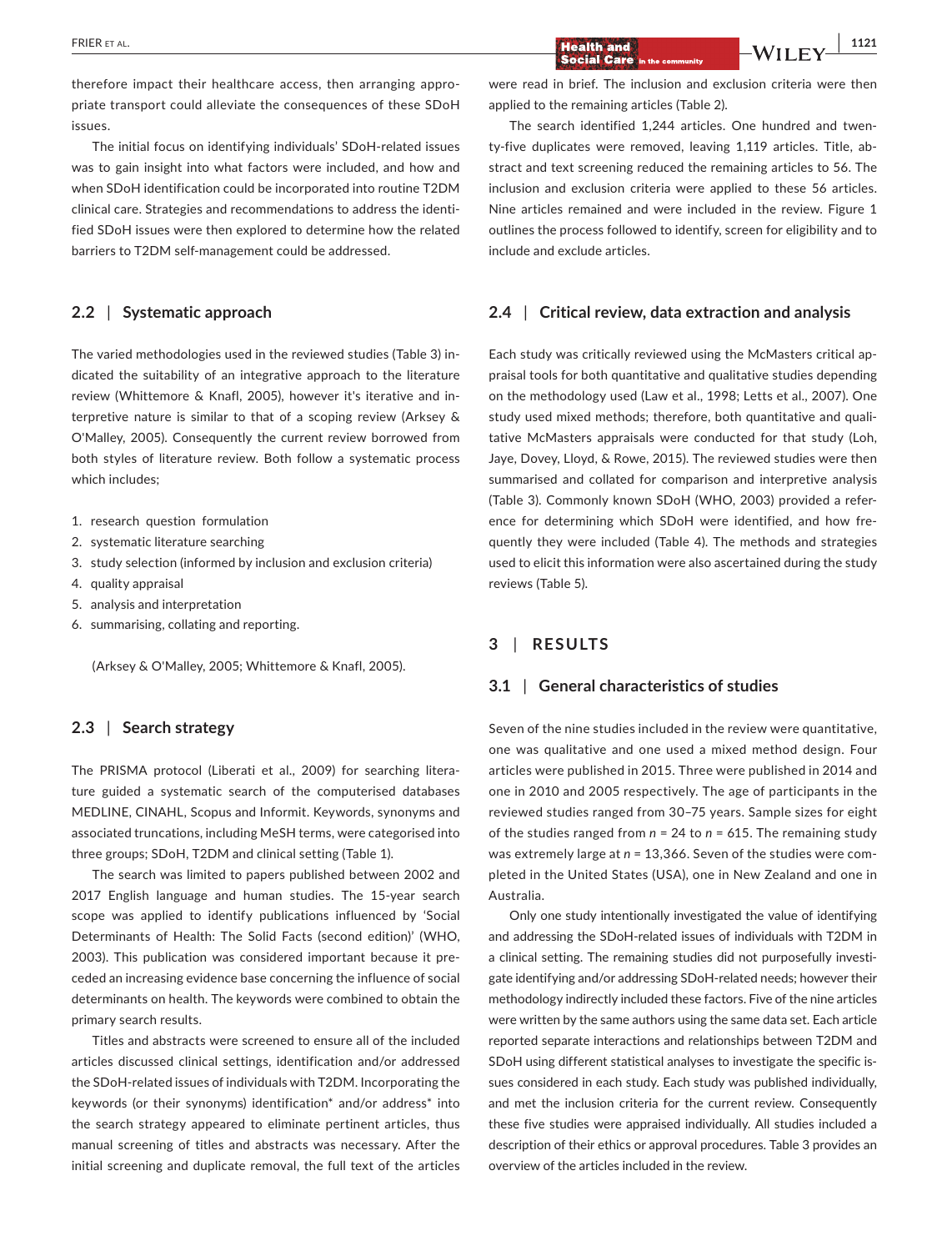therefore impact their healthcare access, then arranging appropriate transport could alleviate the consequences of these SDoH issues.

The initial focus on identifying individuals' SDoH-related issues was to gain insight into what factors were included, and how and when SDoH identification could be incorporated into routine T2DM clinical care. Strategies and recommendations to address the identified SDoH issues were then explored to determine how the related barriers to T2DM self-management could be addressed.

## 2.2 | Systematic approach

The varied methodologies used in the reviewed studies (Table 3) indicated the suitability of an integrative approach to the literature review (Whittemore & Knafl, 2005), however it's iterative and interpretive nature is similar to that of a scoping review (Arksey & O'Malley, 2005). Consequently the current review borrowed from both styles of literature review. Both follow a systematic process which includes;

1. research question formulation
2. systematic literature searching
3. study selection (informed by inclusion and exclusion criteria)
4. quality appraisal
5. analysis and interpretation
6. summarising, collating and reporting.

(Arksey & O'Malley, 2005; Whittemore & Knafl, 2005).

## 2.3 | Search strategy

The PRISMA protocol (Liberati et al., 2009) for searching literature guided a systematic search of the computerised databases MEDLINE, CINAHL, Scopus and Informit. Keywords, synonyms and associated truncations, including MeSH terms, were categorised into three groups; SDoH, T2DM and clinical setting (Table 1).

The search was limited to papers published between 2002 and 2017 English language and human studies. The 15-year search scope was applied to identify publications influenced by 'Social Determinants of Health: The Solid Facts (second edition)' (WHO, 2003). This publication was considered important because it preceded an increasing evidence base concerning the influence of social determinants on health. The keywords were combined to obtain the primary search results.

Titles and abstracts were screened to ensure all of the included articles discussed clinical settings, identification and/or addressed the SDoH-related issues of individuals with T2DM. Incorporating the keywords (or their synonyms) identification* and/or address* into the search strategy appeared to eliminate pertinent articles, thus manual screening of titles and abstracts was necessary. After the initial screening and duplicate removal, the full text of the articles were read in brief. The inclusion and exclusion criteria were then applied to the remaining articles (Table 2).

The search identified 1,244 articles. One hundred and twenty-five duplicates were removed, leaving 1,119 articles. Title, abstract and text screening reduced the remaining articles to 56. The inclusion and exclusion criteria were applied to these 56 articles. Nine articles remained and were included in the review. Figure 1 outlines the process followed to identify, screen for eligibility and to include and exclude articles.

## 2.4 | Critical review, data extraction and analysis

Each study was critically reviewed using the McMasters critical appraisal tools for both quantitative and qualitative studies depending on the methodology used (Law et al., 1998; Letts et al., 2007). One study used mixed methods; therefore, both quantitative and qualitative McMasters appraisals were conducted for that study (Loh, Jaye, Dovey, Lloyd, & Rowe, 2015). The reviewed studies were then summarised and collated for comparison and interpretive analysis (Table 3). Commonly known SDoH (WHO, 2003) provided a reference for determining which SDoH were identified, and how frequently they were included (Table 4). The methods and strategies used to elicit this information were also ascertained during the study reviews (Table 5).

# 3 | RESULTS

## 3.1 | General characteristics of studies

Seven of the nine studies included in the review were quantitative, one was qualitative and one used a mixed method design. Four articles were published in 2015. Three were published in 2014 and one in 2010 and 2005 respectively. The age of participants in the reviewed studies ranged from 30–75 years. Sample sizes for eight of the studies ranged from $n = 24$ to $n = 615$. The remaining study was extremely large at $n = 13,366$. Seven of the studies were completed in the United States (USA), one in New Zealand and one in Australia.

Only one study intentionally investigated the value of identifying and addressing the SDoH-related issues of individuals with T2DM in a clinical setting. The remaining studies did not purposefully investigate identifying and/or addressing SDoH-related needs; however their methodology indirectly included these factors. Five of the nine articles were written by the same authors using the same data set. Each article reported separate interactions and relationships between T2DM and SDoH using different statistical analyses to investigate the specific issues considered in each study. Each study was published individually, and met the inclusion criteria for the current review. Consequently these five studies were appraised individually. All studies included a description of their ethics or approval procedures. Table 3 provides an overview of the articles included in the review.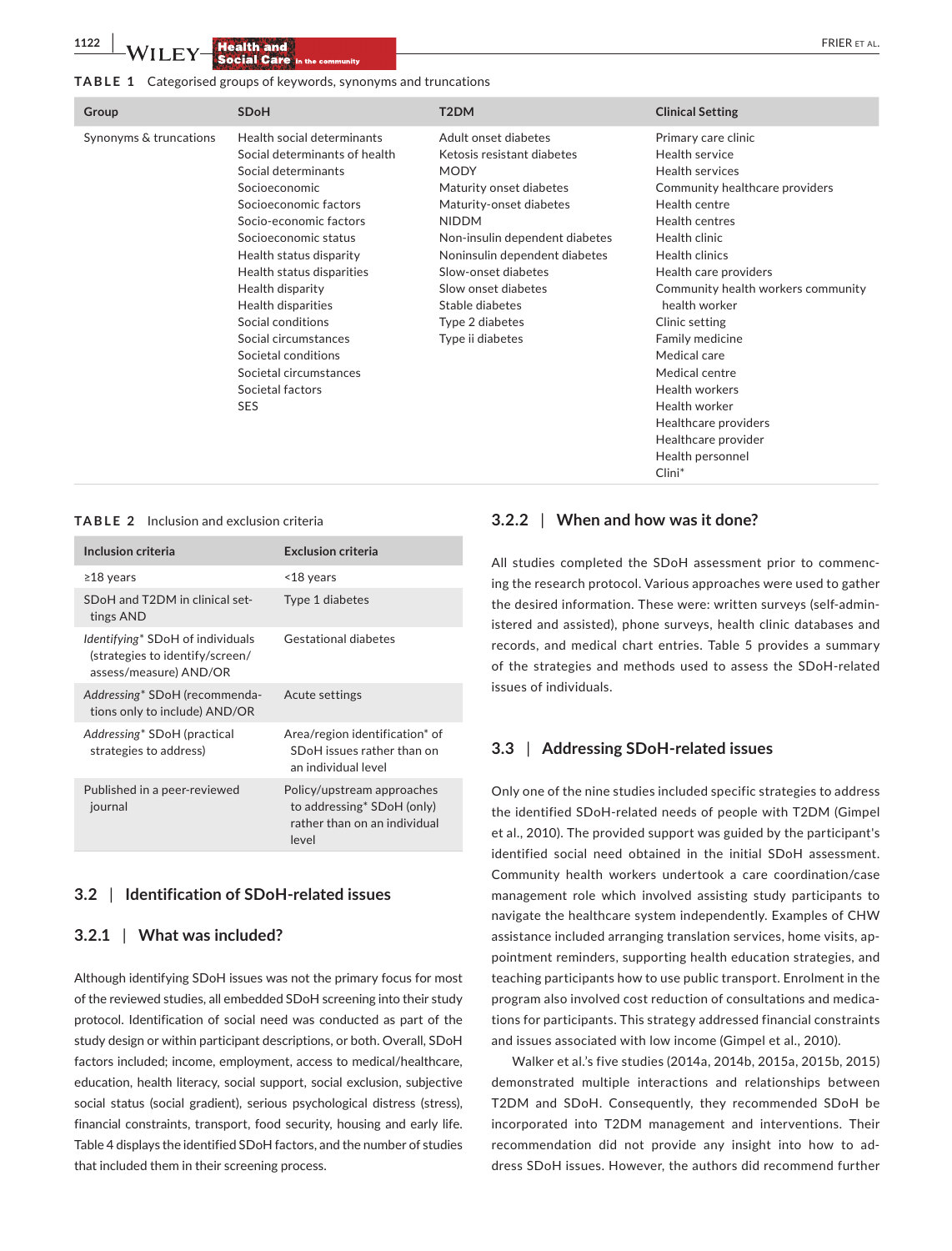**TABLE 1** Categorised groups of keywords, synonyms and truncations

| Group | SDoH | T2DM | Clinical Setting |
|---|---|---|---|
| Synonyms & truncations | Health social determinants | Adult onset diabetes | Primary care clinic |
| | Social determinants of health | Ketosis resistant diabetes | Health service |
| | Social determinants | MODY | Health services |
| | Socioeconomic | Maturity onset diabetes | Community healthcare providers |
| | Socioeconomic factors | Maturity-onset diabetes | Health centre |
| | Socio-economic factors | NIDDM | Health centres |
| | Socioeconomic status | Non-insulin dependent diabetes | Health clinic |
| | Health status disparity | Noninsulin dependent diabetes | Health clinics |
| | Health status disparities | Slow-onset diabetes | Health care providers |
| | Health disparity | Slow onset diabetes | Community health workers community health worker |
| | Health disparities | Stable diabetes | Clinic setting |
| | Social conditions | Type 2 diabetes | Family medicine |
| | Social circumstances | Type ii diabetes | Medical care |
| | Societal conditions | | Medical centre |
| | Societal circumstances | | Health workers |
| | Societal factors | | Health worker |
| | SES | | Healthcare providers |
| | | | Healthcare provider |
| | | | Health personnel |
| | | | Clini* |

**TABLE 2** Inclusion and exclusion criteria

| Inclusion criteria | Exclusion criteria |
|---|---|
| ≥18 years | <18 years |
| SDoH and T2DM in clinical settings AND | Type 1 diabetes |
| *Identifying** SDoH of individuals (strategies to identify/screen/assess/measure) AND/OR | Gestational diabetes |
| *Addressing** SDoH (recommendations only to include) AND/OR | Acute settings |
| *Addressing** SDoH (practical strategies to address) | Area/region identification* of SDoH issues rather than on an individual level |
| Published in a peer-reviewed journal | Policy/upstream approaches to addressing* SDoH (only) rather than on an individual level |

## 3.2 | Identification of SDoH-related issues

### 3.2.1 | What was included?

Although identifying SDoH issues was not the primary focus for most of the reviewed studies, all embedded SDoH screening into their study protocol. Identification of social need was conducted as part of the study design or within participant descriptions, or both. Overall, SDoH factors included; income, employment, access to medical/healthcare, education, health literacy, social support, social exclusion, subjective social status (social gradient), serious psychological distress (stress), financial constraints, transport, food security, housing and early life. Table 4 displays the identified SDoH factors, and the number of studies that included them in their screening process.

### 3.2.2 | When and how was it done?

All studies completed the SDoH assessment prior to commencing the research protocol. Various approaches were used to gather the desired information. These were: written surveys (self-administered and assisted), phone surveys, health clinic databases and records, and medical chart entries. Table 5 provides a summary of the strategies and methods used to assess the SDoH-related issues of individuals.

## 3.3 | Addressing SDoH-related issues

Only one of the nine studies included specific strategies to address the identified SDoH-related needs of people with T2DM (Gimpel et al., 2010). The provided support was guided by the participant's identified social need obtained in the initial SDoH assessment. Community health workers undertook a care coordination/case management role which involved assisting study participants to navigate the healthcare system independently. Examples of CHW assistance included arranging translation services, home visits, appointment reminders, supporting health education strategies, and teaching participants how to use public transport. Enrolment in the program also involved cost reduction of consultations and medications for participants. This strategy addressed financial constraints and issues associated with low income (Gimpel et al., 2010).

Walker et al.'s five studies (2014a, 2014b, 2015a, 2015b, 2015) demonstrated multiple interactions and relationships between T2DM and SDoH. Consequently, they recommended SDoH be incorporated into T2DM management and interventions. Their recommendation did not provide any insight into how to address SDoH issues. However, the authors did recommend further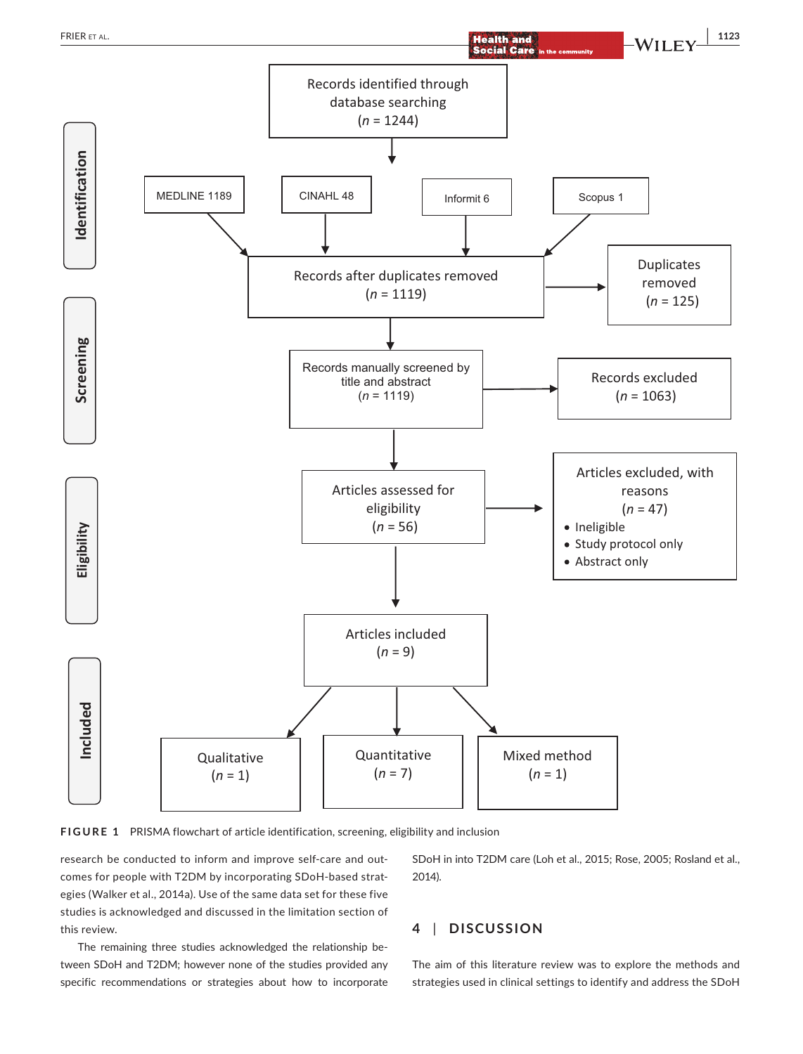**Identification**

Records identified through database searching ($n$ = 1244)

- MEDLINE 1189
- CINAHL 48
- Informit 6
- Scopus 1

Records after duplicates removed ($n$ = 1119)

Duplicates removed ($n$ = 125)

**Screening**

Records manually screened by title and abstract ($n$ = 1119)

Records excluded ($n$ = 1063)

**Eligibility**

Articles assessed for eligibility ($n$ = 56)

Articles excluded, with reasons ($n$ = 47)

- Ineligible
- Study protocol only
- Abstract only

**Included**

Articles included ($n$ = 9)

- Qualitative ($n$ = 1)
- Quantitative ($n$ = 7)
- Mixed method ($n$ = 1)

**FIGURE 1** PRISMA flowchart of article identification, screening, eligibility and inclusion

research be conducted to inform and improve self-care and outcomes for people with T2DM by incorporating SDoH-based strategies (Walker et al., 2014a). Use of the same data set for these five studies is acknowledged and discussed in the limitation section of this review.

The remaining three studies acknowledged the relationship between SDoH and T2DM; however none of the studies provided any specific recommendations or strategies about how to incorporate SDoH in into T2DM care (Loh et al., 2015; Rose, 2005; Rosland et al., 2014).

## 4 | DISCUSSION

The aim of this literature review was to explore the methods and strategies used in clinical settings to identify and address the SDoH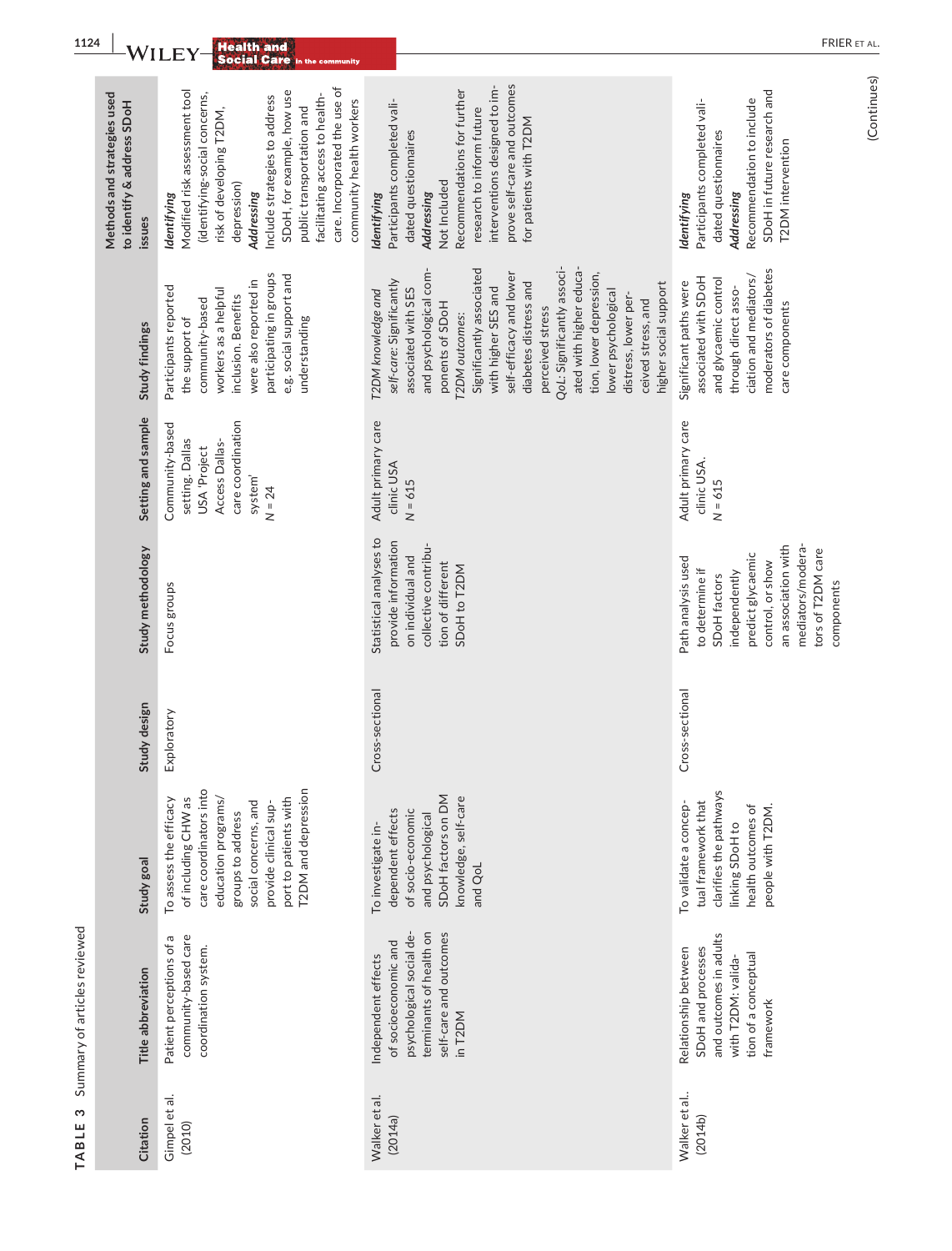**TABLE 3** Summary of articles reviewed

| Citation | Title abbreviation | Study goal | Study design | Study methodology | Setting and sample | Study findings | Methods and strategies used to identify & address SDoH issues |
|---|---|---|---|---|---|---|---|
| Gimpel et al. (2010) | Patient perceptions of a community-based care coordination system. | To assess the efficacy of including CHW as care coordinators into education programs/groups to address social concerns, and provide clinical support to patients with T2DM and depression | Exploratory | Focus groups | Community-based setting. Dallas USA 'Project Access Dallas-care coordination system' $N = 24$ | Participants reported the support of community-based workers as a helpful inclusion. Benefits were also reported in participating in groups e.g. social support and understanding | *Identifying* Modified risk assessment tool (identifying-social concerns, risk of developing T2DM, depression) *Addressing* Include strategies to address SDoH, for example, how use public transportation and facilitating access to health-care. Incorporated the use of community health workers |
| Walker et al. (2014a) | Independent effects of socioeconomic and psychological social determinants of health on self-care and outcomes in T2DM | To investigate independent effects of socio-economic and psychological SDoH factors on DM knowledge, self-care and QoL | Cross-sectional | Statistical analyses to provide information on individual and collective contribution of different SDoH to T2DM | Adult primary care clinic USA $N = 615$ | *T2DM knowledge and self-care:* Significantly associated with SES and psychological components of SDoH *T2DM outcomes:* Significantly associated with higher SES and self-efficacy and lower diabetes distress and perceived stress *QoL:* Significantly associated with higher education, lower depression, lower psychological distress, lower perceived stress, and higher social support | *Identifying* Participants completed validated questionnaires *Addressing* Not Included Recommendations for further research to inform future interventions designed to improve self-care and outcomes for patients with T2DM |
| Walker et al.. (2014b) | Relationship between SDoH and processes and outcomes in adults with T2DM: validation of a conceptual framework | To validate a conceptual framework that clarifies the pathways linking SDoH to health outcomes of people with T2DM. | Cross-sectional | Path analysis used to determine if SDoH factors independently predict glycaemic control, or show an association with mediators/moderators of T2DM care components | Adult primary care clinic USA. $N = 615$ | Significant paths were associated with SDoH and glycaemic control through direct association and mediators/moderators of diabetes care components | *Identifying* Participants completed validated questionnaires *Addressing* Recommendation to include SDoH in future research and T2DM intervention |

(Continues)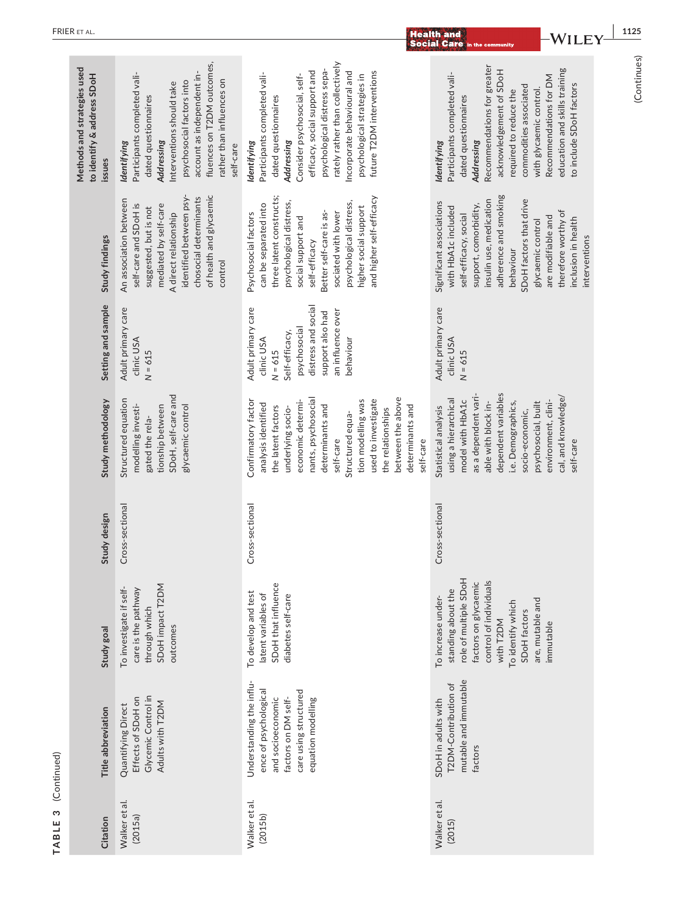**TABLE 3** (Continued)

| Citation | Title abbreviation | Study goal | Study design | Study methodology | Setting and sample | Study findings | Methods and strategies used to identify & address SDoH issues |
|---|---|---|---|---|---|---|---|
| Walker et al. (2015a) | Quantifying Direct Effects of SDoH on Glycemic Control in Adults with T2DM | To investigate if self-care is the pathway through which SDoH impact T2DM outcomes | Cross-sectional | Structured equation modelling investigated the relationship between SDoH, self-care and glycaemic control | Adult primary care clinic USA<br>N = 615 | An association between self-care and SDoH is suggested, but is not mediated by self-care<br>A direct relationship identified between psychosocial determinants of health and glycaemic control | *Identifying*<br>Participants completed validated questionnaires<br>*Addressing*<br>Interventions should take psychosocial factors into account as independent influences on T2DM outcomes, rather than influences on self-care |
| Walker et al. (2015b) | Understanding the influence of psychological and socioeconomic factors on DM self-care using structured equation modelling | To develop and test latent variables of SDoH that influence diabetes self-care | Cross-sectional | Confirmatory factor analysis identified the latent factors underlying socioeconomic determinants, psychosocial determinants and self-care<br>Structured equation modelling was used to investigate the relationships between the above determinants and self-care | Adult primary care clinic USA<br>N = 615<br>Self-efficacy, psychosocial distress and social support also had an influence over behaviour | Psychosocial factors can be separated into three latent constructs; psychological distress, social support and self-efficacy<br>Better self-care is associated with lower psychological distress, higher social support and higher self-efficacy | *Identifying*<br>Participants completed validated questionnaires<br>*Addressing*<br>Consider psychosocial, self-efficacy, social support and psychological distress separately rather than collectively<br>Incorporate behavioural and psychological strategies in future T2DM interventions |
| Walker et al. (2015) | SDoH in adults with T2DM-Contribution of mutable and immutable factors | To increase understanding about the role of multiple SDoH factors on glycaemic control of individuals with T2DM<br>To identify which SDoH factors are mutable and immutable | Cross-sectional | Statistical analysis using a hierarchical model with HbA1c as a dependent variable with block independent variables i.e. Demographics, socio-economic, psychosocial, built environment, clinical, and knowledge/self-care | Adult primary care clinic USA<br>N = 615 | Significant associations with HbA1c included self-efficacy, social support, comorbidity, insulin use, medication adherence and smoking behaviour<br>SDoH factors that drive glycaemic control are modifiable and therefore worthy of inclusion in health interventions | *Identifying*<br>Participants completed validated questionnaires<br>*Addressing*<br>Recommendations for greater acknowledgement of SDoH required to reduce the commodities associated with glycaemic control.<br>Recommendations for DM education and skills training to include SDoH factors |

(Continues)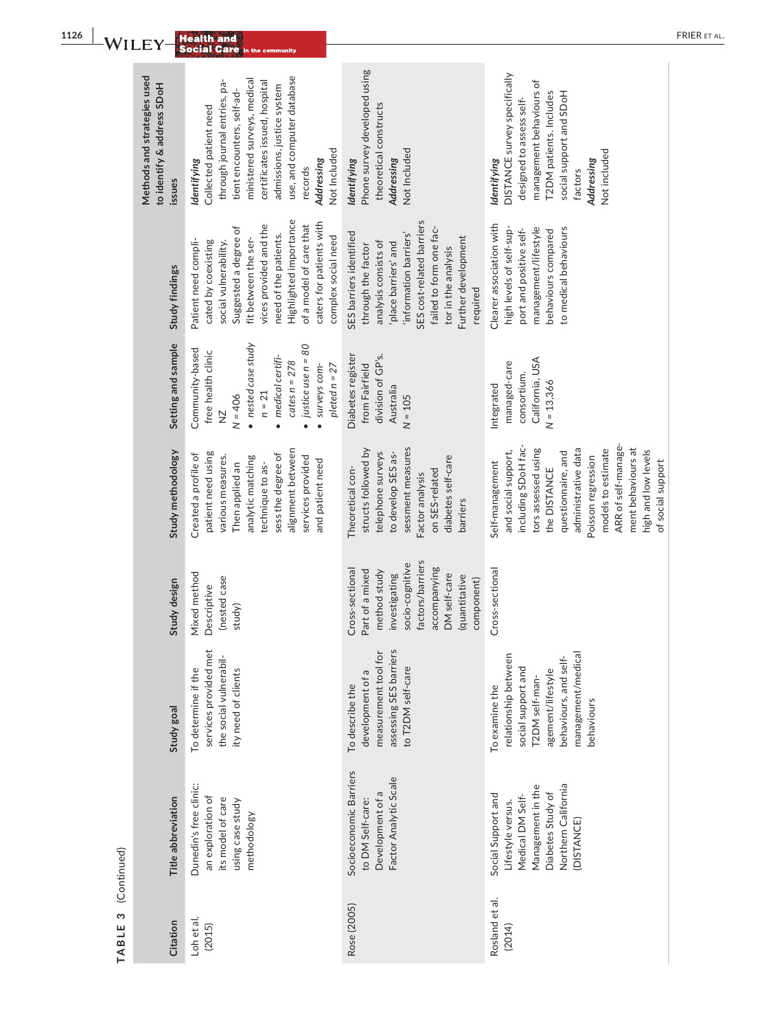**TABLE 3** (Continued)

| Citation | Title abbreviation | Study goal | Study design | Study methodology | Setting and sample | Study findings | Methods and strategies used to identify & address SDoH issues |
|---|---|---|---|---|---|---|---|
| Loh et al. (2015) | Dunedin's free clinic: an exploration of its model of care using case study methodology | To determine if the services provided met the social vulnerability need of clients | Mixed method Descriptive (nested case study) | Created a profile of patient need using various measures. Then applied an analytic matching technique to assess the degree of alignment between services provided and patient need | Community-based free health clinic NZ $N = 406$ • *nested case study $n = 21$* • *medical certificates $n = 278$* • *justice use $n = 80$* • *surveys completed $n = 27$* | Patient need complicated by coexisting social vulnerability. Suggested a degree of fit between the services provided and the need of the patients. Highlighted importance of a model of care that caters for patients with complex social need | ***Identifying*** Collected patient need through journal entries, patient encounters, self-administered surveys, medical certificates issued, hospital admissions, justice system use, and computer database records ***Addressing*** Not Included |
| Rose (2005) | Socioeconomic Barriers to DM Self-care: Development of a Factor Analytic Scale | To describe the development of a measurement tool for assessing SES barriers to T2DM self-care | Cross-sectional Part of a mixed method study investigating socio-cognitive factors/barriers accompanying DM self-care (quantitative component) | Theoretical constructs followed by telephone surveys to develop SES assessment measures Factor analysis on SES-related diabetes self-care barriers | Diabetes register from Fairfield division of GP's. Australia $N = 105$ | SES barriers identified through the factor analysis consists of 'place barriers' and 'information barriers' SES cost-related barriers failed to form one factor in the analysis Further development required | ***Identifying*** Phone survey developed using theoretical constructs ***Addressing*** Not Included |
| Rosland et al. (2014) | Social Support and Lifestyle versus. Medical DM Self-Management in the Diabetes Study of Northern California (DISTANCE) | To examine the relationship between social support and T2DM self-management/lifestyle behaviours, and self-management/medical behaviours | Cross-sectional | Self-management and social support, including SDoH factors assessed using the DISTANCE questionnaire, and administrative data Poisson regression models to estimate ARR of self-management behaviours at high and low levels of social support | Integrated managed-care consortium. California, USA $N = 13,366$ | Clearer association with high levels of self-support and positive self-management/lifestyle behaviours compared to medical behaviours | ***Identifying*** DISTANCE survey specifically designed to assess self-management behaviours of T2DM patients. Includes social support and SDoH factors ***Addressing*** Not included |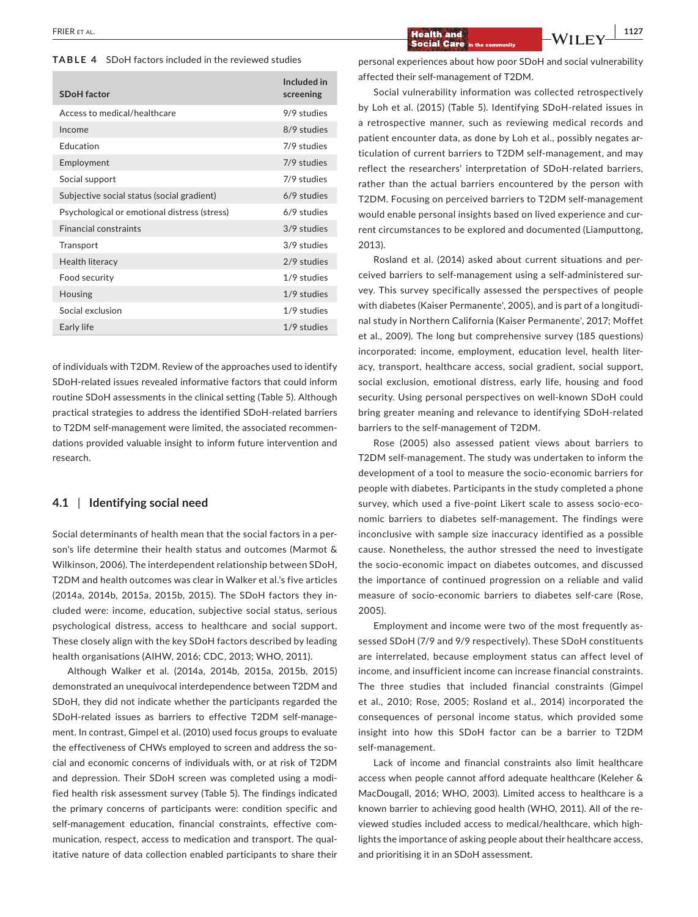**TABLE 4** SDoH factors included in the reviewed studies

| SDoH factor | Included in screening |
|---|---|
| Access to medical/healthcare | 9/9 studies |
| Income | 8/9 studies |
| Education | 7/9 studies |
| Employment | 7/9 studies |
| Social support | 7/9 studies |
| Subjective social status (social gradient) | 6/9 studies |
| Psychological or emotional distress (stress) | 6/9 studies |
| Financial constraints | 3/9 studies |
| Transport | 3/9 studies |
| Health literacy | 2/9 studies |
| Food security | 1/9 studies |
| Housing | 1/9 studies |
| Social exclusion | 1/9 studies |
| Early life | 1/9 studies |

of individuals with T2DM. Review of the approaches used to identify SDoH-related issues revealed informative factors that could inform routine SDoH assessments in the clinical setting (Table 5). Although practical strategies to address the identified SDoH-related barriers to T2DM self-management were limited, the associated recommendations provided valuable insight to inform future intervention and research.

## 4.1 | Identifying social need

Social determinants of health mean that the social factors in a person's life determine their health status and outcomes (Marmot & Wilkinson, 2006). The interdependent relationship between SDoH, T2DM and health outcomes was clear in Walker et al.'s five articles (2014a, 2014b, 2015a, 2015b, 2015). The SDoH factors they included were: income, education, subjective social status, serious psychological distress, access to healthcare and social support. These closely align with the key SDoH factors described by leading health organisations (AIHW, 2016; CDC, 2013; WHO, 2011).

Although Walker et al. (2014a, 2014b, 2015a, 2015b, 2015) demonstrated an unequivocal interdependence between T2DM and SDoH, they did not indicate whether the participants regarded the SDoH-related issues as barriers to effective T2DM self-management. In contrast, Gimpel et al. (2010) used focus groups to evaluate the effectiveness of CHWs employed to screen and address the social and economic concerns of individuals with, or at risk of T2DM and depression. Their SDoH screen was completed using a modified health risk assessment survey (Table 5). The findings indicated the primary concerns of participants were: condition specific and self-management education, financial constraints, effective communication, respect, access to medication and transport. The qualitative nature of data collection enabled participants to share their personal experiences about how poor SDoH and social vulnerability affected their self-management of T2DM.

Social vulnerability information was collected retrospectively by Loh et al. (2015) (Table 5). Identifying SDoH-related issues in a retrospective manner, such as reviewing medical records and patient encounter data, as done by Loh et al., possibly negates articulation of current barriers to T2DM self-management, and may reflect the researchers' interpretation of SDoH-related barriers, rather than the actual barriers encountered by the person with T2DM. Focusing on perceived barriers to T2DM self-management would enable personal insights based on lived experience and current circumstances to be explored and documented (Liamputtong, 2013).

Rosland et al. (2014) asked about current situations and perceived barriers to self-management using a self-administered survey. This survey specifically assessed the perspectives of people with diabetes (Kaiser Permanente', 2005), and is part of a longitudinal study in Northern California (Kaiser Permanente', 2017; Moffet et al., 2009). The long but comprehensive survey (185 questions) incorporated: income, employment, education level, health literacy, transport, healthcare access, social gradient, social support, social exclusion, emotional distress, early life, housing and food security. Using personal perspectives on well-known SDoH could bring greater meaning and relevance to identifying SDoH-related barriers to the self-management of T2DM.

Rose (2005) also assessed patient views about barriers to T2DM self-management. The study was undertaken to inform the development of a tool to measure the socio-economic barriers for people with diabetes. Participants in the study completed a phone survey, which used a five-point Likert scale to assess socio-economic barriers to diabetes self-management. The findings were inconclusive with sample size inaccuracy identified as a possible cause. Nonetheless, the author stressed the need to investigate the socio-economic impact on diabetes outcomes, and discussed the importance of continued progression on a reliable and valid measure of socio-economic barriers to diabetes self-care (Rose, 2005).

Employment and income were two of the most frequently assessed SDoH (7/9 and 9/9 respectively). These SDoH constituents are interrelated, because employment status can affect level of income, and insufficient income can increase financial constraints. The three studies that included financial constraints (Gimpel et al., 2010; Rose, 2005; Rosland et al., 2014) incorporated the consequences of personal income status, which provided some insight into how this SDoH factor can be a barrier to T2DM self-management.

Lack of income and financial constraints also limit healthcare access when people cannot afford adequate healthcare (Keleher & MacDougall, 2016; WHO, 2003). Limited access to healthcare is a known barrier to achieving good health (WHO, 2011). All of the reviewed studies included access to medical/healthcare, which highlights the importance of asking people about their healthcare access, and prioritising it in an SDoH assessment.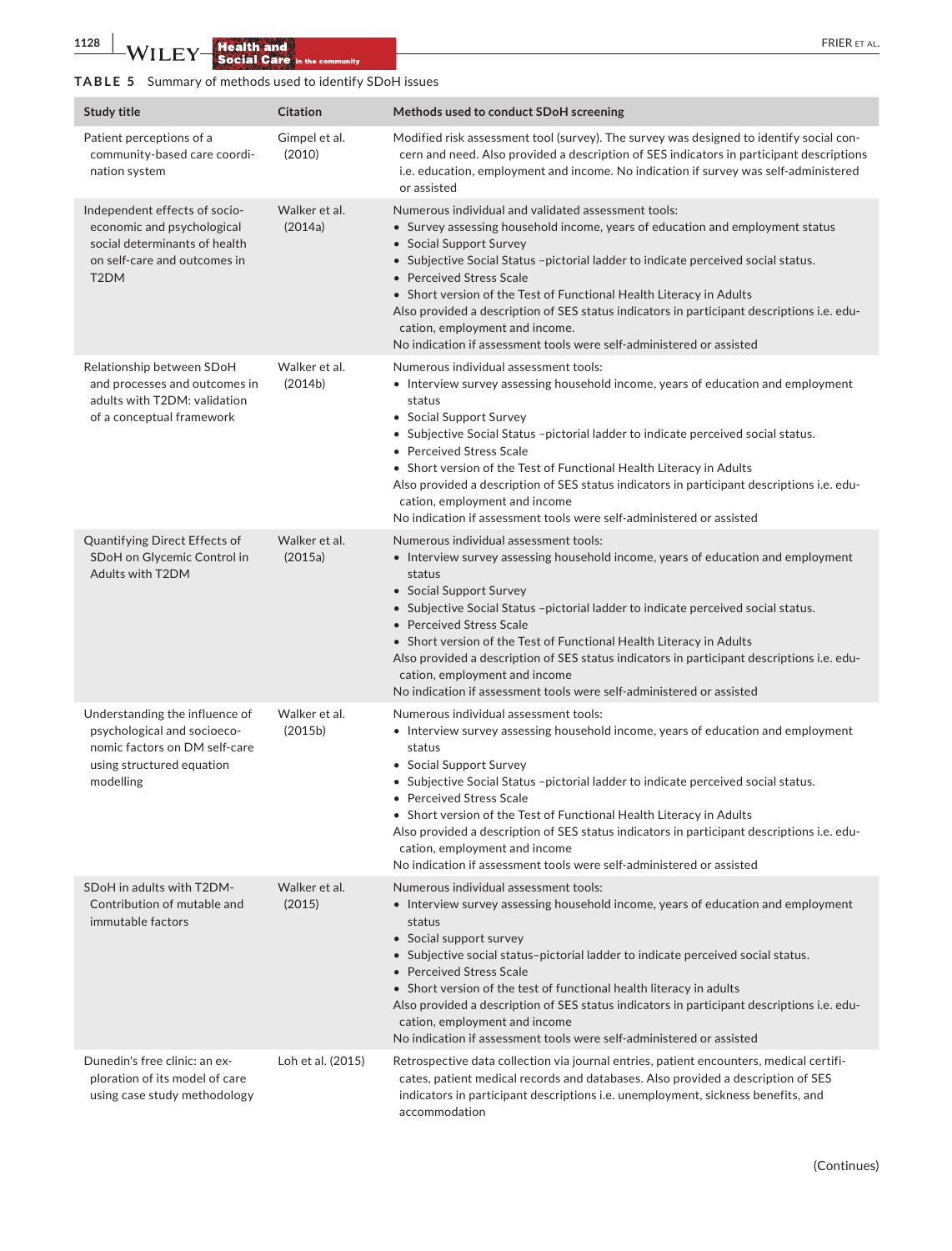**TABLE 5** Summary of methods used to identify SDoH issues

| Study title | Citation | Methods used to conduct SDoH screening |
|---|---|---|
| Patient perceptions of a community-based care coordination system | Gimpel et al. (2010) | Modified risk assessment tool (survey). The survey was designed to identify social concern and need. Also provided a description of SES indicators in participant descriptions i.e. education, employment and income. No indication if survey was self-administered or assisted |
| Independent effects of socioeconomic and psychological social determinants of health on self-care and outcomes in T2DM | Walker et al. (2014a) | Numerous individual and validated assessment tools:<br>• Survey assessing household income, years of education and employment status<br>• Social Support Survey<br>• Subjective Social Status –pictorial ladder to indicate perceived social status.<br>• Perceived Stress Scale<br>• Short version of the Test of Functional Health Literacy in Adults<br>Also provided a description of SES status indicators in participant descriptions i.e. education, employment and income.<br>No indication if assessment tools were self-administered or assisted |
| Relationship between SDoH and processes and outcomes in adults with T2DM: validation of a conceptual framework | Walker et al. (2014b) | Numerous individual assessment tools:<br>• Interview survey assessing household income, years of education and employment status<br>• Social Support Survey<br>• Subjective Social Status –pictorial ladder to indicate perceived social status.<br>• Perceived Stress Scale<br>• Short version of the Test of Functional Health Literacy in Adults<br>Also provided a description of SES status indicators in participant descriptions i.e. education, employment and income<br>No indication if assessment tools were self-administered or assisted |
| Quantifying Direct Effects of SDoH on Glycemic Control in Adults with T2DM | Walker et al. (2015a) | Numerous individual assessment tools:<br>• Interview survey assessing household income, years of education and employment status<br>• Social Support Survey<br>• Subjective Social Status –pictorial ladder to indicate perceived social status.<br>• Perceived Stress Scale<br>• Short version of the Test of Functional Health Literacy in Adults<br>Also provided a description of SES status indicators in participant descriptions i.e. education, employment and income<br>No indication if assessment tools were self-administered or assisted |
| Understanding the influence of psychological and socioeconomic factors on DM self-care using structured equation modelling | Walker et al. (2015b) | Numerous individual assessment tools:<br>• Interview survey assessing household income, years of education and employment status<br>• Social Support Survey<br>• Subjective Social Status –pictorial ladder to indicate perceived social status.<br>• Perceived Stress Scale<br>• Short version of the Test of Functional Health Literacy in Adults<br>Also provided a description of SES status indicators in participant descriptions i.e. education, employment and income<br>No indication if assessment tools were self-administered or assisted |
| SDoH in adults with T2DM-Contribution of mutable and immutable factors | Walker et al. (2015) | Numerous individual assessment tools:<br>• Interview survey assessing household income, years of education and employment status<br>• Social support survey<br>• Subjective social status–pictorial ladder to indicate perceived social status.<br>• Perceived Stress Scale<br>• Short version of the test of functional health literacy in adults<br>Also provided a description of SES status indicators in participant descriptions i.e. education, employment and income<br>No indication if assessment tools were self-administered or assisted |
| Dunedin's free clinic: an exploration of its model of care using case study methodology | Loh et al. (2015) | Retrospective data collection via journal entries, patient encounters, medical certificates, patient medical records and databases. Also provided a description of SES indicators in participant descriptions i.e. unemployment, sickness benefits, and accommodation |

(Continues)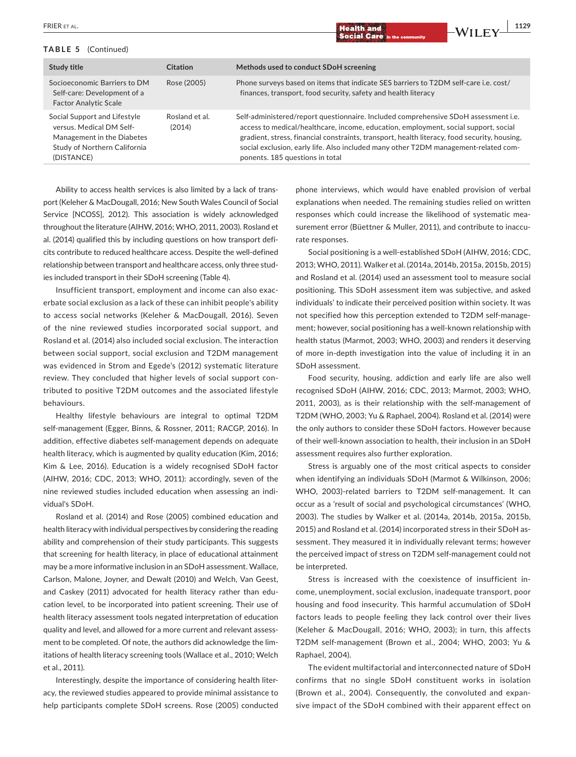**TABLE 5** (Continued)

| Study title | Citation | Methods used to conduct SDoH screening |
|---|---|---|
| Socioeconomic Barriers to DM Self-care: Development of a Factor Analytic Scale | Rose (2005) | Phone surveys based on items that indicate SES barriers to T2DM self-care i.e. cost/finances, transport, food security, safety and health literacy |
| Social Support and Lifestyle versus. Medical DM Self-Management in the Diabetes Study of Northern California (DISTANCE) | Rosland et al. (2014) | Self-administered/report questionnaire. Included comprehensive SDoH assessment i.e. access to medical/healthcare, income, education, employment, social support, social gradient, stress, financial constraints, transport, health literacy, food security, housing, social exclusion, early life. Also included many other T2DM management-related components. 185 questions in total |

Ability to access health services is also limited by a lack of transport (Keleher & MacDougall, 2016; New South Wales Council of Social Service [NCOSS], 2012). This association is widely acknowledged throughout the literature (AIHW, 2016; WHO, 2011, 2003). Rosland et al. (2014) qualified this by including questions on how transport deficits contribute to reduced healthcare access. Despite the well-defined relationship between transport and healthcare access, only three studies included transport in their SDoH screening (Table 4).

Insufficient transport, employment and income can also exacerbate social exclusion as a lack of these can inhibit people's ability to access social networks (Keleher & MacDougall, 2016). Seven of the nine reviewed studies incorporated social support, and Rosland et al. (2014) also included social exclusion. The interaction between social support, social exclusion and T2DM management was evidenced in Strom and Egede's (2012) systematic literature review. They concluded that higher levels of social support contributed to positive T2DM outcomes and the associated lifestyle behaviours.

Healthy lifestyle behaviours are integral to optimal T2DM self-management (Egger, Binns, & Rossner, 2011; RACGP, 2016). In addition, effective diabetes self-management depends on adequate health literacy, which is augmented by quality education (Kim, 2016; Kim & Lee, 2016). Education is a widely recognised SDoH factor (AIHW, 2016; CDC, 2013; WHO, 2011): accordingly, seven of the nine reviewed studies included education when assessing an individual's SDoH.

Rosland et al. (2014) and Rose (2005) combined education and health literacy with individual perspectives by considering the reading ability and comprehension of their study participants. This suggests that screening for health literacy, in place of educational attainment may be a more informative inclusion in an SDoH assessment. Wallace, Carlson, Malone, Joyner, and Dewalt (2010) and Welch, Van Geest, and Caskey (2011) advocated for health literacy rather than education level, to be incorporated into patient screening. Their use of health literacy assessment tools negated interpretation of education quality and level, and allowed for a more current and relevant assessment to be completed. Of note, the authors did acknowledge the limitations of health literacy screening tools (Wallace et al., 2010; Welch et al., 2011).

Interestingly, despite the importance of considering health literacy, the reviewed studies appeared to provide minimal assistance to help participants complete SDoH screens. Rose (2005) conducted phone interviews, which would have enabled provision of verbal explanations when needed. The remaining studies relied on written responses which could increase the likelihood of systematic measurement error (Büettner & Muller, 2011), and contribute to inaccurate responses.

Social positioning is a well-established SDoH (AIHW, 2016; CDC, 2013; WHO, 2011). Walker et al. (2014a, 2014b, 2015a, 2015b, 2015) and Rosland et al. (2014) used an assessment tool to measure social positioning. This SDoH assessment item was subjective, and asked individuals' to indicate their perceived position within society. It was not specified how this perception extended to T2DM self-management; however, social positioning has a well-known relationship with health status (Marmot, 2003; WHO, 2003) and renders it deserving of more in-depth investigation into the value of including it in an SDoH assessment.

Food security, housing, addiction and early life are also well recognised SDoH (AIHW, 2016; CDC, 2013; Marmot, 2003; WHO, 2011, 2003), as is their relationship with the self-management of T2DM (WHO, 2003; Yu & Raphael, 2004). Rosland et al. (2014) were the only authors to consider these SDoH factors. However because of their well-known association to health, their inclusion in an SDoH assessment requires also further exploration.

Stress is arguably one of the most critical aspects to consider when identifying an individuals SDoH (Marmot & Wilkinson, 2006; WHO, 2003)-related barriers to T2DM self-management. It can occur as a 'result of social and psychological circumstances' (WHO, 2003). The studies by Walker et al. (2014a, 2014b, 2015a, 2015b, 2015) and Rosland et al. (2014) incorporated stress in their SDoH assessment. They measured it in individually relevant terms; however the perceived impact of stress on T2DM self-management could not be interpreted.

Stress is increased with the coexistence of insufficient income, unemployment, social exclusion, inadequate transport, poor housing and food insecurity. This harmful accumulation of SDoH factors leads to people feeling they lack control over their lives (Keleher & MacDougall, 2016; WHO, 2003); in turn, this affects T2DM self-management (Brown et al., 2004; WHO, 2003; Yu & Raphael, 2004).

The evident multifactorial and interconnected nature of SDoH confirms that no single SDoH constituent works in isolation (Brown et al., 2004). Consequently, the convoluted and expansive impact of the SDoH combined with their apparent effect on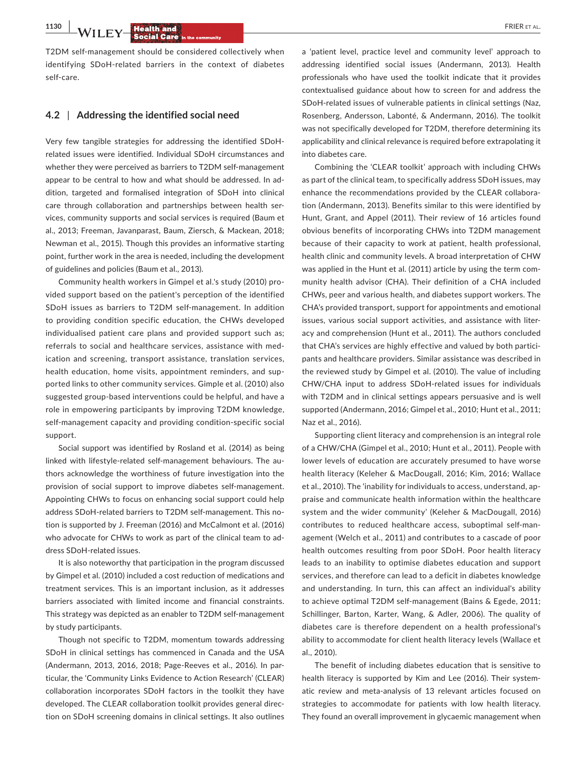T2DM self-management should be considered collectively when identifying SDoH-related barriers in the context of diabetes self-care.

### 4.2 | Addressing the identified social need

Very few tangible strategies for addressing the identified SDoH-related issues were identified. Individual SDoH circumstances and whether they were perceived as barriers to T2DM self-management appear to be central to how and what should be addressed. In addition, targeted and formalised integration of SDoH into clinical care through collaboration and partnerships between health services, community supports and social services is required (Baum et al., 2013; Freeman, Javanparast, Baum, Ziersch, & Mackean, 2018; Newman et al., 2015). Though this provides an informative starting point, further work in the area is needed, including the development of guidelines and policies (Baum et al., 2013).

Community health workers in Gimpel et al.'s study (2010) provided support based on the patient's perception of the identified SDoH issues as barriers to T2DM self-management. In addition to providing condition specific education, the CHWs developed individualised patient care plans and provided support such as; referrals to social and healthcare services, assistance with medication and screening, transport assistance, translation services, health education, home visits, appointment reminders, and supported links to other community services. Gimple et al. (2010) also suggested group-based interventions could be helpful, and have a role in empowering participants by improving T2DM knowledge, self-management capacity and providing condition-specific social support.

Social support was identified by Rosland et al. (2014) as being linked with lifestyle-related self-management behaviours. The authors acknowledge the worthiness of future investigation into the provision of social support to improve diabetes self-management. Appointing CHWs to focus on enhancing social support could help address SDoH-related barriers to T2DM self-management. This notion is supported by J. Freeman (2016) and McCalmont et al. (2016) who advocate for CHWs to work as part of the clinical team to address SDoH-related issues.

It is also noteworthy that participation in the program discussed by Gimpel et al. (2010) included a cost reduction of medications and treatment services. This is an important inclusion, as it addresses barriers associated with limited income and financial constraints. This strategy was depicted as an enabler to T2DM self-management by study participants.

Though not specific to T2DM, momentum towards addressing SDoH in clinical settings has commenced in Canada and the USA (Andermann, 2013, 2016, 2018; Page-Reeves et al., 2016). In particular, the 'Community Links Evidence to Action Research' (CLEAR) collaboration incorporates SDoH factors in the toolkit they have developed. The CLEAR collaboration toolkit provides general direction on SDoH screening domains in clinical settings. It also outlines a 'patient level, practice level and community level' approach to addressing identified social issues (Andermann, 2013). Health professionals who have used the toolkit indicate that it provides contextualised guidance about how to screen for and address the SDoH-related issues of vulnerable patients in clinical settings (Naz, Rosenberg, Andersson, Labonté, & Andermann, 2016). The toolkit was not specifically developed for T2DM, therefore determining its applicability and clinical relevance is required before extrapolating it into diabetes care.

Combining the 'CLEAR toolkit' approach with including CHWs as part of the clinical team, to specifically address SDoH issues, may enhance the recommendations provided by the CLEAR collaboration (Andermann, 2013). Benefits similar to this were identified by Hunt, Grant, and Appel (2011). Their review of 16 articles found obvious benefits of incorporating CHWs into T2DM management because of their capacity to work at patient, health professional, health clinic and community levels. A broad interpretation of CHW was applied in the Hunt et al. (2011) article by using the term community health advisor (CHA). Their definition of a CHA included CHWs, peer and various health, and diabetes support workers. The CHA's provided transport, support for appointments and emotional issues, various social support activities, and assistance with literacy and comprehension (Hunt et al., 2011). The authors concluded that CHA's services are highly effective and valued by both participants and healthcare providers. Similar assistance was described in the reviewed study by Gimpel et al. (2010). The value of including CHW/CHA input to address SDoH-related issues for individuals with T2DM and in clinical settings appears persuasive and is well supported (Andermann, 2016; Gimpel et al., 2010; Hunt et al., 2011; Naz et al., 2016).

Supporting client literacy and comprehension is an integral role of a CHW/CHA (Gimpel et al., 2010; Hunt et al., 2011). People with lower levels of education are accurately presumed to have worse health literacy (Keleher & MacDougall, 2016; Kim, 2016; Wallace et al., 2010). The 'inability for individuals to access, understand, appraise and communicate health information within the healthcare system and the wider community' (Keleher & MacDougall, 2016) contributes to reduced healthcare access, suboptimal self-management (Welch et al., 2011) and contributes to a cascade of poor health outcomes resulting from poor SDoH. Poor health literacy leads to an inability to optimise diabetes education and support services, and therefore can lead to a deficit in diabetes knowledge and understanding. In turn, this can affect an individual's ability to achieve optimal T2DM self-management (Bains & Egede, 2011; Schillinger, Barton, Karter, Wang, & Adler, 2006). The quality of diabetes care is therefore dependent on a health professional's ability to accommodate for client health literacy levels (Wallace et al., 2010).

The benefit of including diabetes education that is sensitive to health literacy is supported by Kim and Lee (2016). Their systematic review and meta-analysis of 13 relevant articles focused on strategies to accommodate for patients with low health literacy. They found an overall improvement in glycaemic management when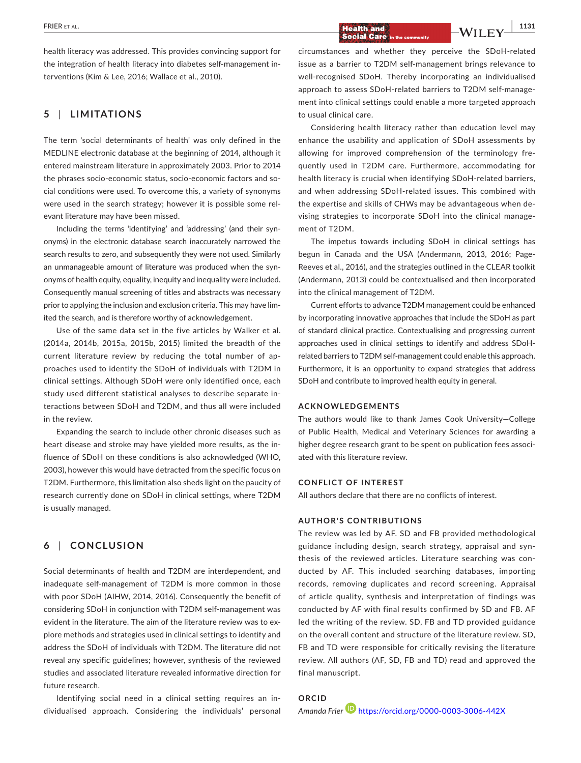health literacy was addressed. This provides convincing support for the integration of health literacy into diabetes self-management interventions (Kim & Lee, 2016; Wallace et al., 2010).

## 5 | LIMITATIONS

The term 'social determinants of health' was only defined in the MEDLINE electronic database at the beginning of 2014, although it entered mainstream literature in approximately 2003. Prior to 2014 the phrases socio-economic status, socio-economic factors and social conditions were used. To overcome this, a variety of synonyms were used in the search strategy; however it is possible some relevant literature may have been missed.

Including the terms 'identifying' and 'addressing' (and their synonyms) in the electronic database search inaccurately narrowed the search results to zero, and subsequently they were not used. Similarly an unmanageable amount of literature was produced when the synonyms of health equity, equality, inequity and inequality were included. Consequently manual screening of titles and abstracts was necessary prior to applying the inclusion and exclusion criteria. This may have limited the search, and is therefore worthy of acknowledgement.

Use of the same data set in the five articles by Walker et al. (2014a, 2014b, 2015a, 2015b, 2015) limited the breadth of the current literature review by reducing the total number of approaches used to identify the SDoH of individuals with T2DM in clinical settings. Although SDoH were only identified once, each study used different statistical analyses to describe separate interactions between SDoH and T2DM, and thus all were included in the review.

Expanding the search to include other chronic diseases such as heart disease and stroke may have yielded more results, as the influence of SDoH on these conditions is also acknowledged (WHO, 2003), however this would have detracted from the specific focus on T2DM. Furthermore, this limitation also sheds light on the paucity of research currently done on SDoH in clinical settings, where T2DM is usually managed.

## 6 | CONCLUSION

Social determinants of health and T2DM are interdependent, and inadequate self-management of T2DM is more common in those with poor SDoH (AIHW, 2014, 2016). Consequently the benefit of considering SDoH in conjunction with T2DM self-management was evident in the literature. The aim of the literature review was to explore methods and strategies used in clinical settings to identify and address the SDoH of individuals with T2DM. The literature did not reveal any specific guidelines; however, synthesis of the reviewed studies and associated literature revealed informative direction for future research.

Identifying social need in a clinical setting requires an individualised approach. Considering the individuals' personal circumstances and whether they perceive the SDoH-related issue as a barrier to T2DM self-management brings relevance to well-recognised SDoH. Thereby incorporating an individualised approach to assess SDoH-related barriers to T2DM self-management into clinical settings could enable a more targeted approach to usual clinical care.

Considering health literacy rather than education level may enhance the usability and application of SDoH assessments by allowing for improved comprehension of the terminology frequently used in T2DM care. Furthermore, accommodating for health literacy is crucial when identifying SDoH-related barriers, and when addressing SDoH-related issues. This combined with the expertise and skills of CHWs may be advantageous when devising strategies to incorporate SDoH into the clinical management of T2DM.

The impetus towards including SDoH in clinical settings has begun in Canada and the USA (Andermann, 2013, 2016; Page-Reeves et al., 2016), and the strategies outlined in the CLEAR toolkit (Andermann, 2013) could be contextualised and then incorporated into the clinical management of T2DM.

Current efforts to advance T2DM management could be enhanced by incorporating innovative approaches that include the SDoH as part of standard clinical practice. Contextualising and progressing current approaches used in clinical settings to identify and address SDoH-related barriers to T2DM self-management could enable this approach. Furthermore, it is an opportunity to expand strategies that address SDoH and contribute to improved health equity in general.

### ACKNOWLEDGEMENTS

The authors would like to thank James Cook University—College of Public Health, Medical and Veterinary Sciences for awarding a higher degree research grant to be spent on publication fees associated with this literature review.

### CONFLICT OF INTEREST

All authors declare that there are no conflicts of interest.

### AUTHOR'S CONTRIBUTIONS

The review was led by AF. SD and FB provided methodological guidance including design, search strategy, appraisal and synthesis of the reviewed articles. Literature searching was conducted by AF. This included searching databases, importing records, removing duplicates and record screening. Appraisal of article quality, synthesis and interpretation of findings was conducted by AF with final results confirmed by SD and FB. AF led the writing of the review. SD, FB and TD provided guidance on the overall content and structure of the literature review. SD, FB and TD were responsible for critically revising the literature review. All authors (AF, SD, FB and TD) read and approved the final manuscript.

### ORCID

*Amanda Frier* https://orcid.org/0000-0003-3006-442X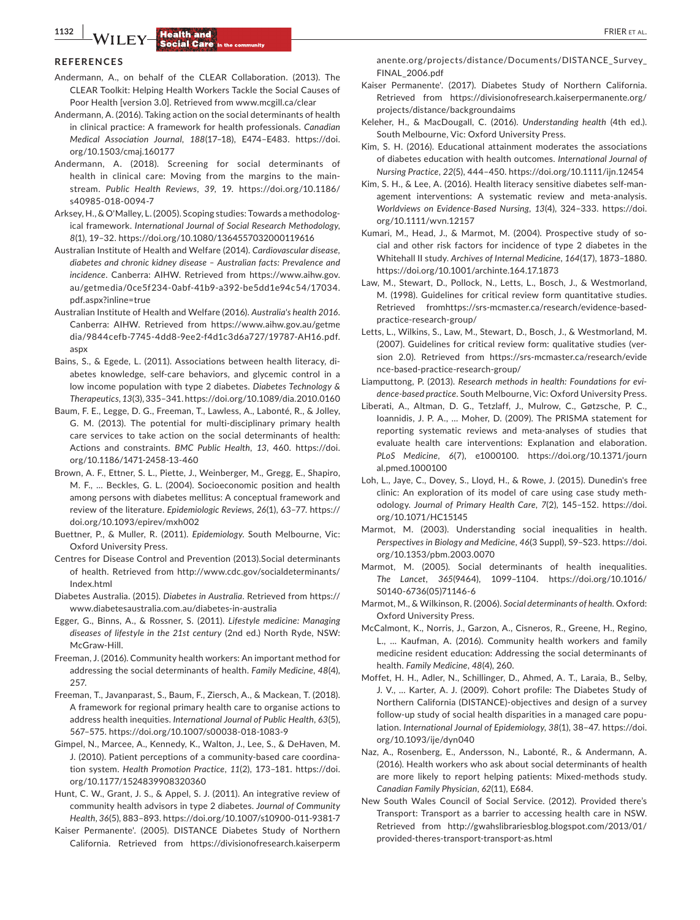## REFERENCES

Andermann, A., on behalf of the CLEAR Collaboration. (2013). The CLEAR Toolkit: Helping Health Workers Tackle the Social Causes of Poor Health [version 3.0]. Retrieved from www.mcgill.ca/clear

Andermann, A. (2016). Taking action on the social determinants of health in clinical practice: A framework for health professionals. *Canadian Medical Association Journal*, *188*(17–18), E474–E483. https://doi.org/10.1503/cmaj.160177

Andermann, A. (2018). Screening for social determinants of health in clinical care: Moving from the margins to the mainstream. *Public Health Reviews*, *39*, 19. https://doi.org/10.1186/s40985-018-0094-7

Arksey, H., & O'Malley, L. (2005). Scoping studies: Towards a methodological framework. *International Journal of Social Research Methodology*, *8*(1), 19–32. https://doi.org/10.1080/1364557032000119616

Australian Institute of Health and Welfare (2014). *Cardiovascular disease, diabetes and chronic kidney disease – Australian facts: Prevalence and incidence*. Canberra: AIHW. Retrieved from https://www.aihw.gov.au/getmedia/0ce5f234-0abf-41b9-a392-be5dd1e94c54/17034.pdf.aspx?inline=true

Australian Institute of Health and Welfare (2016). *Australia's health 2016*. Canberra: AIHW. Retrieved from https://www.aihw.gov.au/getmedia/9844cefb-7745-4dd8-9ee2-f4d1c3d6a727/19787-AH16.pdf.aspx

Bains, S., & Egede, L. (2011). Associations between health literacy, diabetes knowledge, self-care behaviors, and glycemic control in a low income population with type 2 diabetes. *Diabetes Technology & Therapeutics*, *13*(3), 335–341. https://doi.org/10.1089/dia.2010.0160

Baum, F. E., Legge, D. G., Freeman, T., Lawless, A., Labonté, R., & Jolley, G. M. (2013). The potential for multi-disciplinary primary health care services to take action on the social determinants of health: Actions and constraints. *BMC Public Health*, *13*, 460. https://doi.org/10.1186/1471-2458-13-460

Brown, A. F., Ettner, S. L., Piette, J., Weinberger, M., Gregg, E., Shapiro, M. F., … Beckles, G. L. (2004). Socioeconomic position and health among persons with diabetes mellitus: A conceptual framework and review of the literature. *Epidemiologic Reviews*, *26*(1), 63–77. https://doi.org/10.1093/epirev/mxh002

Buettner, P., & Muller, R. (2011). *Epidemiology*. South Melbourne, Vic: Oxford University Press.

Centres for Disease Control and Prevention (2013).Social determinants of health. Retrieved from http://www.cdc.gov/socialdeterminants/Index.html

Diabetes Australia. (2015). *Diabetes in Australia*. Retrieved from https://www.diabetesaustralia.com.au/diabetes-in-australia

Egger, G., Binns, A., & Rossner, S. (2011). *Lifestyle medicine: Managing diseases of lifestyle in the 21st century* (2nd ed.) North Ryde, NSW: McGraw-Hill.

Freeman, J. (2016). Community health workers: An important method for addressing the social determinants of health. *Family Medicine*, *48*(4), 257.

Freeman, T., Javanparast, S., Baum, F., Ziersch, A., & Mackean, T. (2018). A framework for regional primary health care to organise actions to address health inequities. *International Journal of Public Health*, *63*(5), 567–575. https://doi.org/10.1007/s00038-018-1083-9

Gimpel, N., Marcee, A., Kennedy, K., Walton, J., Lee, S., & DeHaven, M. J. (2010). Patient perceptions of a community-based care coordination system. *Health Promotion Practice*, *11*(2), 173–181. https://doi.org/10.1177/1524839908320360

Hunt, C. W., Grant, J. S., & Appel, S. J. (2011). An integrative review of community health advisors in type 2 diabetes. *Journal of Community Health*, *36*(5), 883–893. https://doi.org/10.1007/s10900-011-9381-7

Kaiser Permanente'. (2005). DISTANCE Diabetes Study of Northern California. Retrieved from https://divisionofresearch.kaiserpermanente.org/projects/distance/Documents/DISTANCE_Survey_FINAL_2006.pdf

Kaiser Permanente'. (2017). Diabetes Study of Northern California. Retrieved from https://divisionofresearch.kaiserpermanente.org/projects/distance/backgroundaims

Keleher, H., & MacDougall, C. (2016). *Understanding health* (4th ed.). South Melbourne, Vic: Oxford University Press.

Kim, S. H. (2016). Educational attainment moderates the associations of diabetes education with health outcomes. *International Journal of Nursing Practice*, *22*(5), 444–450. https://doi.org/10.1111/ijn.12454

Kim, S. H., & Lee, A. (2016). Health literacy sensitive diabetes self-management interventions: A systematic review and meta-analysis. *Worldviews on Evidence-Based Nursing*, *13*(4), 324–333. https://doi.org/10.1111/wvn.12157

Kumari, M., Head, J., & Marmot, M. (2004). Prospective study of social and other risk factors for incidence of type 2 diabetes in the Whitehall II study. *Archives of Internal Medicine*, *164*(17), 1873–1880. https://doi.org/10.1001/archinte.164.17.1873

Law, M., Stewart, D., Pollock, N., Letts, L., Bosch, J., & Westmorland, M. (1998). Guidelines for critical review form quantitative studies. Retrieved fromhttps://srs-mcmaster.ca/research/evidence-based-practice-research-group/

Letts, L., Wilkins, S., Law, M., Stewart, D., Bosch, J., & Westmorland, M. (2007). Guidelines for critical review form: qualitative studies (version 2.0). Retrieved from https://srs-mcmaster.ca/research/evidence-based-practice-research-group/

Liamputtong, P. (2013). *Research methods in health: Foundations for evidence-based practice*. South Melbourne, Vic: Oxford University Press.

Liberati, A., Altman, D. G., Tetzlaff, J., Mulrow, C., Gøtzsche, P. C., Ioannidis, J. P. A., … Moher, D. (2009). The PRISMA statement for reporting systematic reviews and meta-analyses of studies that evaluate health care interventions: Explanation and elaboration. *PLoS Medicine*, *6*(7), e1000100. https://doi.org/10.1371/journal.pmed.1000100

Loh, L., Jaye, C., Dovey, S., Lloyd, H., & Rowe, J. (2015). Dunedin's free clinic: An exploration of its model of care using case study methodology. *Journal of Primary Health Care*, *7*(2), 145–152. https://doi.org/10.1071/HC15145

Marmot, M. (2003). Understanding social inequalities in health. *Perspectives in Biology and Medicine*, *46*(3 Suppl), S9–S23. https://doi.org/10.1353/pbm.2003.0070

Marmot, M. (2005). Social determinants of health inequalities. *The Lancet*, *365*(9464), 1099–1104. https://doi.org/10.1016/S0140-6736(05)71146-6

Marmot, M., & Wilkinson, R. (2006). *Social determinants of health*. Oxford: Oxford University Press.

McCalmont, K., Norris, J., Garzon, A., Cisneros, R., Greene, H., Regino, L., … Kaufman, A. (2016). Community health workers and family medicine resident education: Addressing the social determinants of health. *Family Medicine*, *48*(4), 260.

Moffet, H. H., Adler, N., Schillinger, D., Ahmed, A. T., Laraia, B., Selby, J. V., … Karter, A. J. (2009). Cohort profile: The Diabetes Study of Northern California (DISTANCE)-objectives and design of a survey follow-up study of social health disparities in a managed care population. *International Journal of Epidemiology*, *38*(1), 38–47. https://doi.org/10.1093/ije/dyn040

Naz, A., Rosenberg, E., Andersson, N., Labonté, R., & Andermann, A. (2016). Health workers who ask about social determinants of health are more likely to report helping patients: Mixed-methods study. *Canadian Family Physician*, *62*(11), E684.

New South Wales Council of Social Service. (2012). Provided there's Transport: Transport as a barrier to accessing health care in NSW. Retrieved from http://gwahslibrariesblog.blogspot.com/2013/01/provided-theres-transport-transport-as.html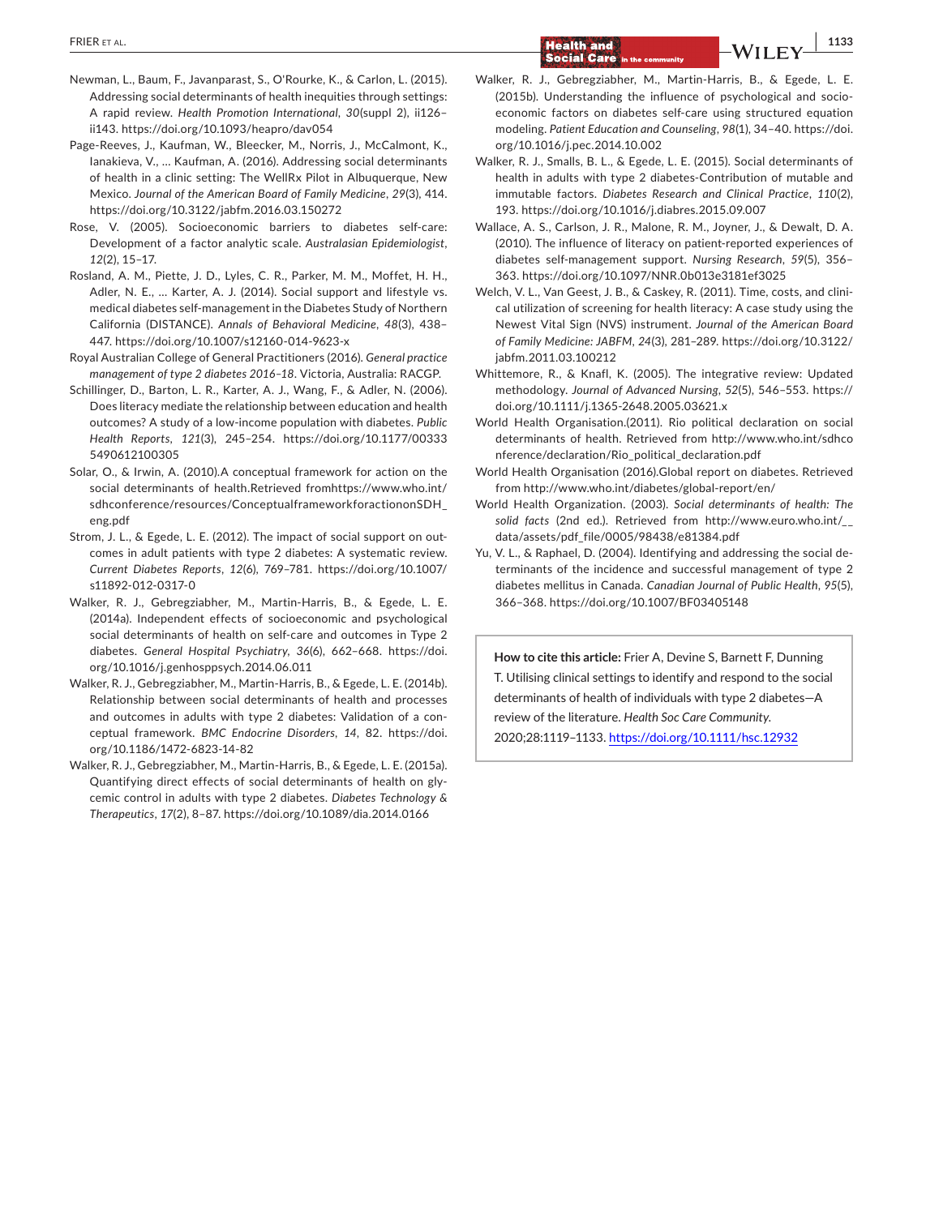Newman, L., Baum, F., Javanparast, S., O'Rourke, K., & Carlon, L. (2015). Addressing social determinants of health inequities through settings: A rapid review. *Health Promotion International*, *30*(suppl 2), ii126–ii143. https://doi.org/10.1093/heapro/dav054

Page-Reeves, J., Kaufman, W., Bleecker, M., Norris, J., McCalmont, K., Ianakieva, V., … Kaufman, A. (2016). Addressing social determinants of health in a clinic setting: The WellRx Pilot in Albuquerque, New Mexico. *Journal of the American Board of Family Medicine*, *29*(3), 414. https://doi.org/10.3122/jabfm.2016.03.150272

Rose, V. (2005). Socioeconomic barriers to diabetes self-care: Development of a factor analytic scale. *Australasian Epidemiologist*, *12*(2), 15–17.

Rosland, A. M., Piette, J. D., Lyles, C. R., Parker, M. M., Moffet, H. H., Adler, N. E., … Karter, A. J. (2014). Social support and lifestyle vs. medical diabetes self-management in the Diabetes Study of Northern California (DISTANCE). *Annals of Behavioral Medicine*, *48*(3), 438–447. https://doi.org/10.1007/s12160-014-9623-x

Royal Australian College of General Practitioners (2016). *General practice management of type 2 diabetes 2016–18*. Victoria, Australia: RACGP.

Schillinger, D., Barton, L. R., Karter, A. J., Wang, F., & Adler, N. (2006). Does literacy mediate the relationship between education and health outcomes? A study of a low-income population with diabetes. *Public Health Reports*, *121*(3), 245–254. https://doi.org/10.1177/003335490612100305

Solar, O., & Irwin, A. (2010).A conceptual framework for action on the social determinants of health.Retrieved fromhttps://www.who.int/sdhconference/resources/ConceptualframeworkforactiononSDH_eng.pdf

Strom, J. L., & Egede, L. E. (2012). The impact of social support on outcomes in adult patients with type 2 diabetes: A systematic review. *Current Diabetes Reports*, *12*(6), 769–781. https://doi.org/10.1007/s11892-012-0317-0

Walker, R. J., Gebregziabher, M., Martin-Harris, B., & Egede, L. E. (2014a). Independent effects of socioeconomic and psychological social determinants of health on self-care and outcomes in Type 2 diabetes. *General Hospital Psychiatry*, *36*(6), 662–668. https://doi.org/10.1016/j.genhosppsych.2014.06.011

Walker, R. J., Gebregziabher, M., Martin-Harris, B., & Egede, L. E. (2014b). Relationship between social determinants of health and processes and outcomes in adults with type 2 diabetes: Validation of a conceptual framework. *BMC Endocrine Disorders*, *14*, 82. https://doi.org/10.1186/1472-6823-14-82

Walker, R. J., Gebregziabher, M., Martin-Harris, B., & Egede, L. E. (2015a). Quantifying direct effects of social determinants of health on glycemic control in adults with type 2 diabetes. *Diabetes Technology & Therapeutics*, *17*(2), 8–87. https://doi.org/10.1089/dia.2014.0166

Walker, R. J., Gebregziabher, M., Martin-Harris, B., & Egede, L. E. (2015b). Understanding the influence of psychological and socioeconomic factors on diabetes self-care using structured equation modeling. *Patient Education and Counseling*, *98*(1), 34–40. https://doi.org/10.1016/j.pec.2014.10.002

Walker, R. J., Smalls, B. L., & Egede, L. E. (2015). Social determinants of health in adults with type 2 diabetes-Contribution of mutable and immutable factors. *Diabetes Research and Clinical Practice*, *110*(2), 193. https://doi.org/10.1016/j.diabres.2015.09.007

Wallace, A. S., Carlson, J. R., Malone, R. M., Joyner, J., & Dewalt, D. A. (2010). The influence of literacy on patient-reported experiences of diabetes self-management support. *Nursing Research*, *59*(5), 356–363. https://doi.org/10.1097/NNR.0b013e3181ef3025

Welch, V. L., Van Geest, J. B., & Caskey, R. (2011). Time, costs, and clinical utilization of screening for health literacy: A case study using the Newest Vital Sign (NVS) instrument. *Journal of the American Board of Family Medicine: JABFM*, *24*(3), 281–289. https://doi.org/10.3122/jabfm.2011.03.100212

Whittemore, R., & Knafl, K. (2005). The integrative review: Updated methodology. *Journal of Advanced Nursing*, *52*(5), 546–553. https://doi.org/10.1111/j.1365-2648.2005.03621.x

World Health Organisation.(2011). Rio political declaration on social determinants of health. Retrieved from http://www.who.int/sdhconference/declaration/Rio_political_declaration.pdf

World Health Organisation (2016).Global report on diabetes. Retrieved from http://www.who.int/diabetes/global-report/en/

World Health Organization. (2003). *Social determinants of health: The solid facts* (2nd ed.). Retrieved from http://www.euro.who.int/__data/assets/pdf_file/0005/98438/e81384.pdf

Yu, V. L., & Raphael, D. (2004). Identifying and addressing the social determinants of the incidence and successful management of type 2 diabetes mellitus in Canada. *Canadian Journal of Public Health*, *95*(5), 366–368. https://doi.org/10.1007/BF03405148

**How to cite this article:** Frier A, Devine S, Barnett F, Dunning T. Utilising clinical settings to identify and respond to the social determinants of health of individuals with type 2 diabetes—A review of the literature. *Health Soc Care Community*. 2020;28:1119–1133. https://doi.org/10.1111/hsc.12932